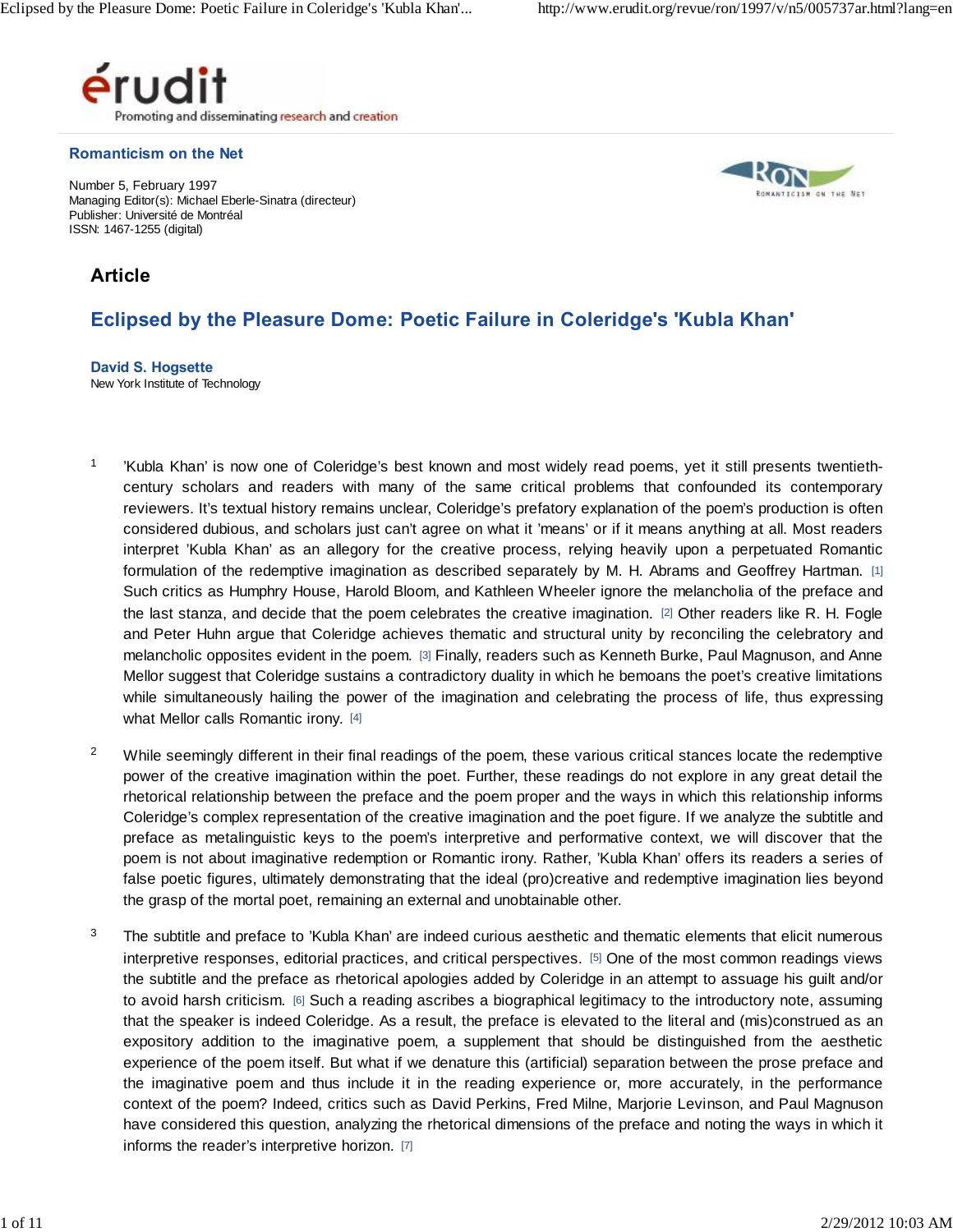**Romanticism on the Net**

Number 5, February 1997
Managing Editor(s): Michael Eberle-Sinatra (directeur)
Publisher: Université de Montréal
ISSN: 1467-1255 (digital)

## Article

# Eclipsed by the Pleasure Dome: Poetic Failure in Coleridge's 'Kubla Khan'

**David S. Hogsette**
New York Institute of Technology

1 'Kubla Khan' is now one of Coleridge's best known and most widely read poems, yet it still presents twentieth-century scholars and readers with many of the same critical problems that confounded its contemporary reviewers. It's textual history remains unclear, Coleridge's prefatory explanation of the poem's production is often considered dubious, and scholars just can't agree on what it 'means' or if it means anything at all. Most readers interpret 'Kubla Khan' as an allegory for the creative process, relying heavily upon a perpetuated Romantic formulation of the redemptive imagination as described separately by M. H. Abrams and Geoffrey Hartman. [1] Such critics as Humphry House, Harold Bloom, and Kathleen Wheeler ignore the melancholia of the preface and the last stanza, and decide that the poem celebrates the creative imagination. [2] Other readers like R. H. Fogle and Peter Huhn argue that Coleridge achieves thematic and structural unity by reconciling the celebratory and melancholic opposites evident in the poem. [3] Finally, readers such as Kenneth Burke, Paul Magnuson, and Anne Mellor suggest that Coleridge sustains a contradictory duality in which he bemoans the poet's creative limitations while simultaneously hailing the power of the imagination and celebrating the process of life, thus expressing what Mellor calls Romantic irony. [4]

2 While seemingly different in their final readings of the poem, these various critical stances locate the redemptive power of the creative imagination within the poet. Further, these readings do not explore in any great detail the rhetorical relationship between the preface and the poem proper and the ways in which this relationship informs Coleridge's complex representation of the creative imagination and the poet figure. If we analyze the subtitle and preface as metalinguistic keys to the poem's interpretive and performative context, we will discover that the poem is not about imaginative redemption or Romantic irony. Rather, 'Kubla Khan' offers its readers a series of false poetic figures, ultimately demonstrating that the ideal (pro)creative and redemptive imagination lies beyond the grasp of the mortal poet, remaining an external and unobtainable other.

3 The subtitle and preface to 'Kubla Khan' are indeed curious aesthetic and thematic elements that elicit numerous interpretive responses, editorial practices, and critical perspectives. [5] One of the most common readings views the subtitle and the preface as rhetorical apologies added by Coleridge in an attempt to assuage his guilt and/or to avoid harsh criticism. [6] Such a reading ascribes a biographical legitimacy to the introductory note, assuming that the speaker is indeed Coleridge. As a result, the preface is elevated to the literal and (mis)construed as an expository addition to the imaginative poem, a supplement that should be distinguished from the aesthetic experience of the poem itself. But what if we denature this (artificial) separation between the prose preface and the imaginative poem and thus include it in the reading experience or, more accurately, in the performance context of the poem? Indeed, critics such as David Perkins, Fred Milne, Marjorie Levinson, and Paul Magnuson have considered this question, analyzing the rhetorical dimensions of the preface and noting the ways in which it informs the reader's interpretive horizon. [7]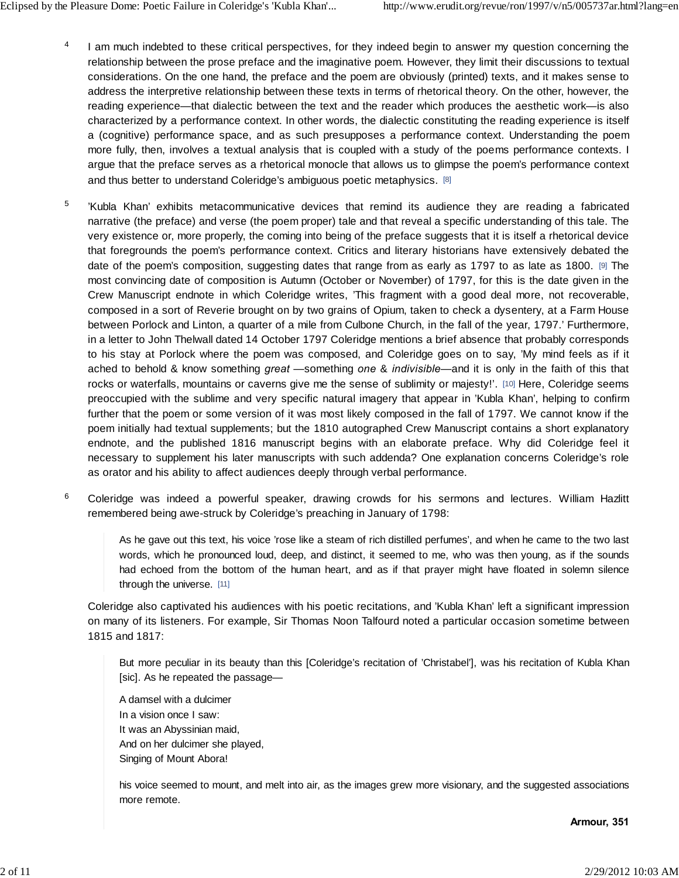4 I am much indebted to these critical perspectives, for they indeed begin to answer my question concerning the relationship between the prose preface and the imaginative poem. However, they limit their discussions to textual considerations. On the one hand, the preface and the poem are obviously (printed) texts, and it makes sense to address the interpretive relationship between these texts in terms of rhetorical theory. On the other, however, the reading experience—that dialectic between the text and the reader which produces the aesthetic work—is also characterized by a performance context. In other words, the dialectic constituting the reading experience is itself a (cognitive) performance space, and as such presupposes a performance context. Understanding the poem more fully, then, involves a textual analysis that is coupled with a study of the poems performance contexts. I argue that the preface serves as a rhetorical monocle that allows us to glimpse the poem's performance context and thus better to understand Coleridge's ambiguous poetic metaphysics. [8]

5 'Kubla Khan' exhibits metacommunicative devices that remind its audience they are reading a fabricated narrative (the preface) and verse (the poem proper) tale and that reveal a specific understanding of this tale. The very existence or, more properly, the coming into being of the preface suggests that it is itself a rhetorical device that foregrounds the poem's performance context. Critics and literary historians have extensively debated the date of the poem's composition, suggesting dates that range from as early as 1797 to as late as 1800. [9] The most convincing date of composition is Autumn (October or November) of 1797, for this is the date given in the Crew Manuscript endnote in which Coleridge writes, 'This fragment with a good deal more, not recoverable, composed in a sort of Reverie brought on by two grains of Opium, taken to check a dysentery, at a Farm House between Porlock and Linton, a quarter of a mile from Culbone Church, in the fall of the year, 1797.' Furthermore, in a letter to John Thelwall dated 14 October 1797 Coleridge mentions a brief absence that probably corresponds to his stay at Porlock where the poem was composed, and Coleridge goes on to say, 'My mind feels as if it ached to behold & know something *great* —something *one* & *indivisible*—and it is only in the faith of this that rocks or waterfalls, mountains or caverns give me the sense of sublimity or majesty!'. [10] Here, Coleridge seems preoccupied with the sublime and very specific natural imagery that appear in 'Kubla Khan', helping to confirm further that the poem or some version of it was most likely composed in the fall of 1797. We cannot know if the poem initially had textual supplements; but the 1810 autographed Crew Manuscript contains a short explanatory endnote, and the published 1816 manuscript begins with an elaborate preface. Why did Coleridge feel it necessary to supplement his later manuscripts with such addenda? One explanation concerns Coleridge's role as orator and his ability to affect audiences deeply through verbal performance.

6 Coleridge was indeed a powerful speaker, drawing crowds for his sermons and lectures. William Hazlitt remembered being awe-struck by Coleridge's preaching in January of 1798:

> As he gave out this text, his voice 'rose like a steam of rich distilled perfumes', and when he came to the two last words, which he pronounced loud, deep, and distinct, it seemed to me, who was then young, as if the sounds had echoed from the bottom of the human heart, and as if that prayer might have floated in solemn silence through the universe. [11]

Coleridge also captivated his audiences with his poetic recitations, and 'Kubla Khan' left a significant impression on many of its listeners. For example, Sir Thomas Noon Talfourd noted a particular occasion sometime between 1815 and 1817:

> But more peculiar in its beauty than this [Coleridge's recitation of 'Christabel'], was his recitation of Kubla Khan [sic]. As he repeated the passage—
>
> A damsel with a dulcimer  
> In a vision once I saw:  
> It was an Abyssinian maid,  
> And on her dulcimer she played,  
> Singing of Mount Abora!
>
> his voice seemed to mount, and melt into air, as the images grew more visionary, and the suggested associations more remote.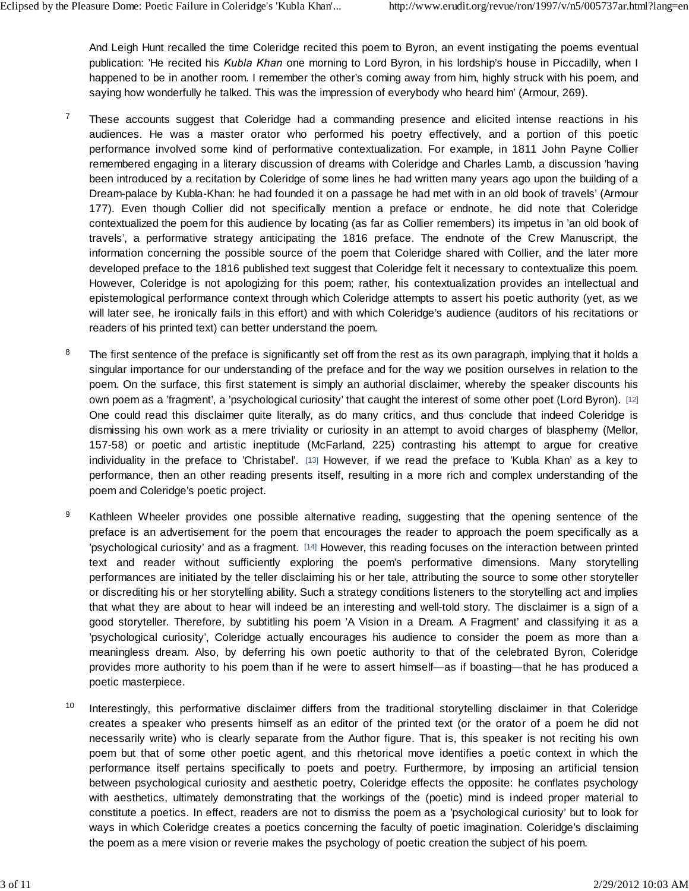And Leigh Hunt recalled the time Coleridge recited this poem to Byron, an event instigating the poems eventual publication: 'He recited his *Kubla Khan* one morning to Lord Byron, in his lordship's house in Piccadilly, when I happened to be in another room. I remember the other's coming away from him, highly struck with his poem, and saying how wonderfully he talked. This was the impression of everybody who heard him' (Armour, 269).

7 These accounts suggest that Coleridge had a commanding presence and elicited intense reactions in his audiences. He was a master orator who performed his poetry effectively, and a portion of this poetic performance involved some kind of performative contextualization. For example, in 1811 John Payne Collier remembered engaging in a literary discussion of dreams with Coleridge and Charles Lamb, a discussion 'having been introduced by a recitation by Coleridge of some lines he had written many years ago upon the building of a Dream-palace by Kubla-Khan: he had founded it on a passage he had met with in an old book of travels' (Armour 177). Even though Collier did not specifically mention a preface or endnote, he did note that Coleridge contextualized the poem for this audience by locating (as far as Collier remembers) its impetus in 'an old book of travels', a performative strategy anticipating the 1816 preface. The endnote of the Crew Manuscript, the information concerning the possible source of the poem that Coleridge shared with Collier, and the later more developed preface to the 1816 published text suggest that Coleridge felt it necessary to contextualize this poem. However, Coleridge is not apologizing for this poem; rather, his contextualization provides an intellectual and epistemological performance context through which Coleridge attempts to assert his poetic authority (yet, as we will later see, he ironically fails in this effort) and with which Coleridge's audience (auditors of his recitations or readers of his printed text) can better understand the poem.

8 The first sentence of the preface is significantly set off from the rest as its own paragraph, implying that it holds a singular importance for our understanding of the preface and for the way we position ourselves in relation to the poem. On the surface, this first statement is simply an authorial disclaimer, whereby the speaker discounts his own poem as a 'fragment', a 'psychological curiosity' that caught the interest of some other poet (Lord Byron). [12] One could read this disclaimer quite literally, as do many critics, and thus conclude that indeed Coleridge is dismissing his own work as a mere triviality or curiosity in an attempt to avoid charges of blasphemy (Mellor, 157-58) or poetic and artistic ineptitude (McFarland, 225) contrasting his attempt to argue for creative individuality in the preface to 'Christabel'. [13] However, if we read the preface to 'Kubla Khan' as a key to performance, then an other reading presents itself, resulting in a more rich and complex understanding of the poem and Coleridge's poetic project.

9 Kathleen Wheeler provides one possible alternative reading, suggesting that the opening sentence of the preface is an advertisement for the poem that encourages the reader to approach the poem specifically as a 'psychological curiosity' and as a fragment. [14] However, this reading focuses on the interaction between printed text and reader without sufficiently exploring the poem's performative dimensions. Many storytelling performances are initiated by the teller disclaiming his or her tale, attributing the source to some other storyteller or discrediting his or her storytelling ability. Such a strategy conditions listeners to the storytelling act and implies that what they are about to hear will indeed be an interesting and well-told story. The disclaimer is a sign of a good storyteller. Therefore, by subtitling his poem 'A Vision in a Dream. A Fragment' and classifying it as a 'psychological curiosity', Coleridge actually encourages his audience to consider the poem as more than a meaningless dream. Also, by deferring his own poetic authority to that of the celebrated Byron, Coleridge provides more authority to his poem than if he were to assert himself—as if boasting—that he has produced a poetic masterpiece.

10 Interestingly, this performative disclaimer differs from the traditional storytelling disclaimer in that Coleridge creates a speaker who presents himself as an editor of the printed text (or the orator of a poem he did not necessarily write) who is clearly separate from the Author figure. That is, this speaker is not reciting his own poem but that of some other poetic agent, and this rhetorical move identifies a poetic context in which the performance itself pertains specifically to poets and poetry. Furthermore, by imposing an artificial tension between psychological curiosity and aesthetic poetry, Coleridge effects the opposite: he conflates psychology with aesthetics, ultimately demonstrating that the workings of the (poetic) mind is indeed proper material to constitute a poetics. In effect, readers are not to dismiss the poem as a 'psychological curiosity' but to look for ways in which Coleridge creates a poetics concerning the faculty of poetic imagination. Coleridge's disclaiming the poem as a mere vision or reverie makes the psychology of poetic creation the subject of his poem.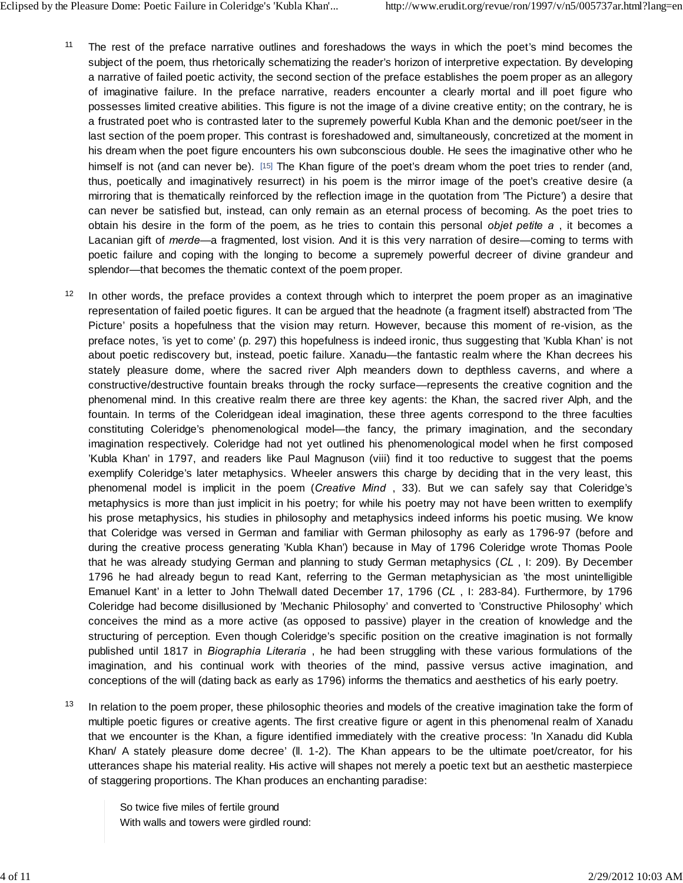11 The rest of the preface narrative outlines and foreshadows the ways in which the poet's mind becomes the subject of the poem, thus rhetorically schematizing the reader's horizon of interpretive expectation. By developing a narrative of failed poetic activity, the second section of the preface establishes the poem proper as an allegory of imaginative failure. In the preface narrative, readers encounter a clearly mortal and ill poet figure who possesses limited creative abilities. This figure is not the image of a divine creative entity; on the contrary, he is a frustrated poet who is contrasted later to the supremely powerful Kubla Khan and the demonic poet/seer in the last section of the poem proper. This contrast is foreshadowed and, simultaneously, concretized at the moment in his dream when the poet figure encounters his own subconscious double. He sees the imaginative other who he himself is not (and can never be). [15] The Khan figure of the poet's dream whom the poet tries to render (and, thus, poetically and imaginatively resurrect) in his poem is the mirror image of the poet's creative desire (a mirroring that is thematically reinforced by the reflection image in the quotation from 'The Picture') a desire that can never be satisfied but, instead, can only remain as an eternal process of becoming. As the poet tries to obtain his desire in the form of the poem, as he tries to contain this personal *objet petite a* , it becomes a Lacanian gift of *merde*—a fragmented, lost vision. And it is this very narration of desire—coming to terms with poetic failure and coping with the longing to become a supremely powerful decreer of divine grandeur and splendor—that becomes the thematic context of the poem proper.

12 In other words, the preface provides a context through which to interpret the poem proper as an imaginative representation of failed poetic figures. It can be argued that the headnote (a fragment itself) abstracted from 'The Picture' posits a hopefulness that the vision may return. However, because this moment of re-vision, as the preface notes, 'is yet to come' (p. 297) this hopefulness is indeed ironic, thus suggesting that 'Kubla Khan' is not about poetic rediscovery but, instead, poetic failure. Xanadu—the fantastic realm where the Khan decrees his stately pleasure dome, where the sacred river Alph meanders down to depthless caverns, and where a constructive/destructive fountain breaks through the rocky surface—represents the creative cognition and the phenomenal mind. In this creative realm there are three key agents: the Khan, the sacred river Alph, and the fountain. In terms of the Coleridgean ideal imagination, these three agents correspond to the three faculties constituting Coleridge's phenomenological model—the fancy, the primary imagination, and the secondary imagination respectively. Coleridge had not yet outlined his phenomenological model when he first composed 'Kubla Khan' in 1797, and readers like Paul Magnuson (viii) find it too reductive to suggest that the poems exemplify Coleridge's later metaphysics. Wheeler answers this charge by deciding that in the very least, this phenomenal model is implicit in the poem (*Creative Mind* , 33). But we can safely say that Coleridge's metaphysics is more than just implicit in his poetry; for while his poetry may not have been written to exemplify his prose metaphysics, his studies in philosophy and metaphysics indeed informs his poetic musing. We know that Coleridge was versed in German and familiar with German philosophy as early as 1796-97 (before and during the creative process generating 'Kubla Khan') because in May of 1796 Coleridge wrote Thomas Poole that he was already studying German and planning to study German metaphysics (*CL* , I: 209). By December 1796 he had already begun to read Kant, referring to the German metaphysician as 'the most unintelligible Emanuel Kant' in a letter to John Thelwall dated December 17, 1796 (*CL* , I: 283-84). Furthermore, by 1796 Coleridge had become disillusioned by 'Mechanic Philosophy' and converted to 'Constructive Philosophy' which conceives the mind as a more active (as opposed to passive) player in the creation of knowledge and the structuring of perception. Even though Coleridge's specific position on the creative imagination is not formally published until 1817 in *Biographia Literaria* , he had been struggling with these various formulations of the imagination, and his continual work with theories of the mind, passive versus active imagination, and conceptions of the will (dating back as early as 1796) informs the thematics and aesthetics of his early poetry.

13 In relation to the poem proper, these philosophic theories and models of the creative imagination take the form of multiple poetic figures or creative agents. The first creative figure or agent in this phenomenal realm of Xanadu that we encounter is the Khan, a figure identified immediately with the creative process: 'In Xanadu did Kubla Khan/ A stately pleasure dome decree' (ll. 1-2). The Khan appears to be the ultimate poet/creator, for his utterances shape his material reality. His active will shapes not merely a poetic text but an aesthetic masterpiece of staggering proportions. The Khan produces an enchanting paradise:

> So twice five miles of fertile ground
> With walls and towers were girdled round: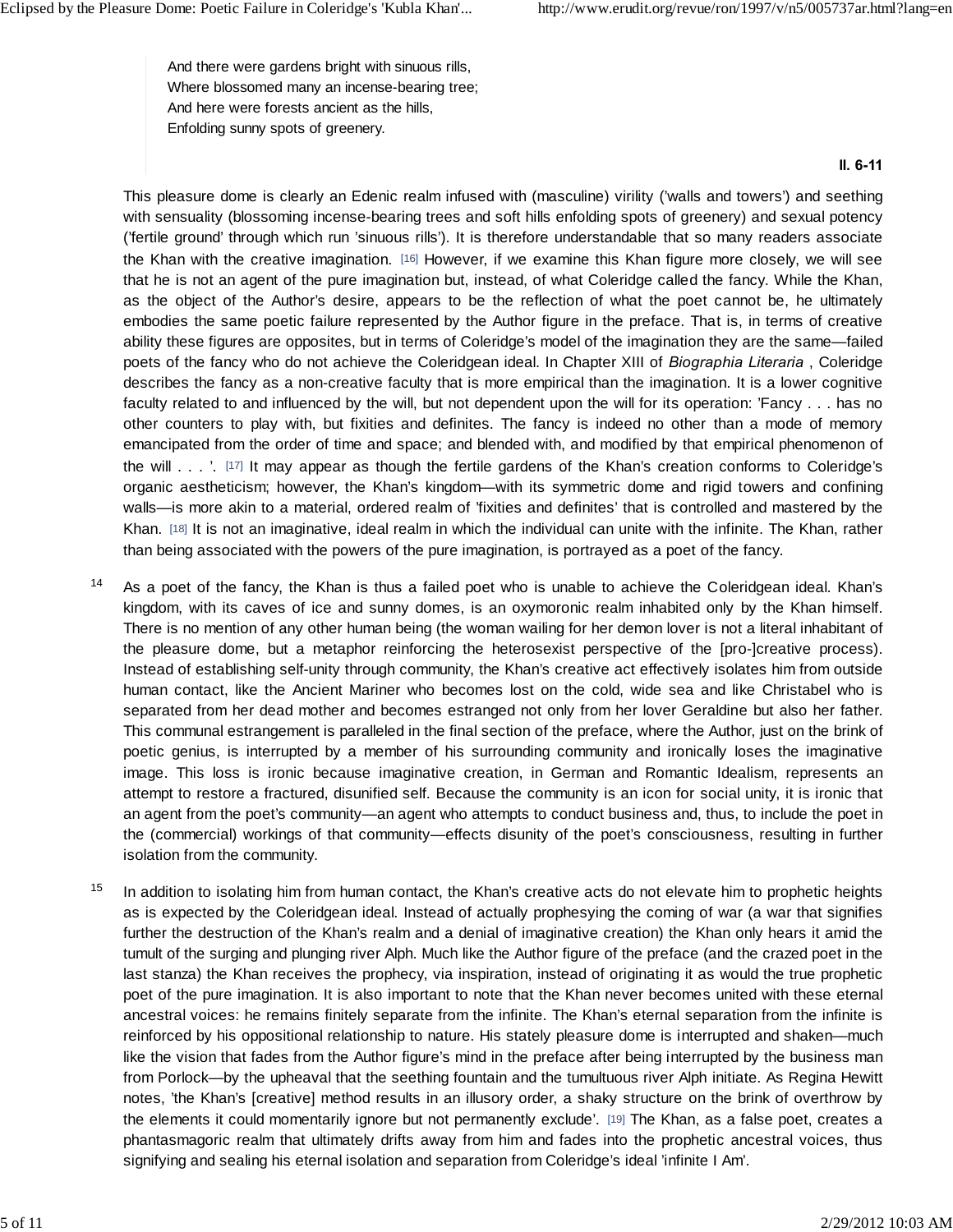> And there were gardens bright with sinuous rills,
> Where blossomed many an incense-bearing tree;
> And here were forests ancient as the hills,
> Enfolding sunny spots of greenery.
>
> **ll. 6-11**

This pleasure dome is clearly an Edenic realm infused with (masculine) virility ('walls and towers') and seething with sensuality (blossoming incense-bearing trees and soft hills enfolding spots of greenery) and sexual potency ('fertile ground' through which run 'sinuous rills'). It is therefore understandable that so many readers associate the Khan with the creative imagination. [16] However, if we examine this Khan figure more closely, we will see that he is not an agent of the pure imagination but, instead, of what Coleridge called the fancy. While the Khan, as the object of the Author's desire, appears to be the reflection of what the poet cannot be, he ultimately embodies the same poetic failure represented by the Author figure in the preface. That is, in terms of creative ability these figures are opposites, but in terms of Coleridge's model of the imagination they are the same—failed poets of the fancy who do not achieve the Coleridgean ideal. In Chapter XIII of *Biographia Literaria* , Coleridge describes the fancy as a non-creative faculty that is more empirical than the imagination. It is a lower cognitive faculty related to and influenced by the will, but not dependent upon the will for its operation: 'Fancy . . . has no other counters to play with, but fixities and definites. The fancy is indeed no other than a mode of memory emancipated from the order of time and space; and blended with, and modified by that empirical phenomenon of the will . . . '. [17] It may appear as though the fertile gardens of the Khan's creation conforms to Coleridge's organic aestheticism; however, the Khan's kingdom—with its symmetric dome and rigid towers and confining walls—is more akin to a material, ordered realm of 'fixities and definites' that is controlled and mastered by the Khan. [18] It is not an imaginative, ideal realm in which the individual can unite with the infinite. The Khan, rather than being associated with the powers of the pure imagination, is portrayed as a poet of the fancy.

14 As a poet of the fancy, the Khan is thus a failed poet who is unable to achieve the Coleridgean ideal. Khan's kingdom, with its caves of ice and sunny domes, is an oxymoronic realm inhabited only by the Khan himself. There is no mention of any other human being (the woman wailing for her demon lover is not a literal inhabitant of the pleasure dome, but a metaphor reinforcing the heterosexist perspective of the [pro-]creative process). Instead of establishing self-unity through community, the Khan's creative act effectively isolates him from outside human contact, like the Ancient Mariner who becomes lost on the cold, wide sea and like Christabel who is separated from her dead mother and becomes estranged not only from her lover Geraldine but also her father. This communal estrangement is paralleled in the final section of the preface, where the Author, just on the brink of poetic genius, is interrupted by a member of his surrounding community and ironically loses the imaginative image. This loss is ironic because imaginative creation, in German and Romantic Idealism, represents an attempt to restore a fractured, disunified self. Because the community is an icon for social unity, it is ironic that an agent from the poet's community—an agent who attempts to conduct business and, thus, to include the poet in the (commercial) workings of that community—effects disunity of the poet's consciousness, resulting in further isolation from the community.

15 In addition to isolating him from human contact, the Khan's creative acts do not elevate him to prophetic heights as is expected by the Coleridgean ideal. Instead of actually prophesying the coming of war (a war that signifies further the destruction of the Khan's realm and a denial of imaginative creation) the Khan only hears it amid the tumult of the surging and plunging river Alph. Much like the Author figure of the preface (and the crazed poet in the last stanza) the Khan receives the prophecy, via inspiration, instead of originating it as would the true prophetic poet of the pure imagination. It is also important to note that the Khan never becomes united with these eternal ancestral voices: he remains finitely separate from the infinite. The Khan's eternal separation from the infinite is reinforced by his oppositional relationship to nature. His stately pleasure dome is interrupted and shaken—much like the vision that fades from the Author figure's mind in the preface after being interrupted by the business man from Porlock—by the upheaval that the seething fountain and the tumultuous river Alph initiate. As Regina Hewitt notes, 'the Khan's [creative] method results in an illusory order, a shaky structure on the brink of overthrow by the elements it could momentarily ignore but not permanently exclude'. [19] The Khan, as a false poet, creates a phantasmagoric realm that ultimately drifts away from him and fades into the prophetic ancestral voices, thus signifying and sealing his eternal isolation and separation from Coleridge's ideal 'infinite I Am'.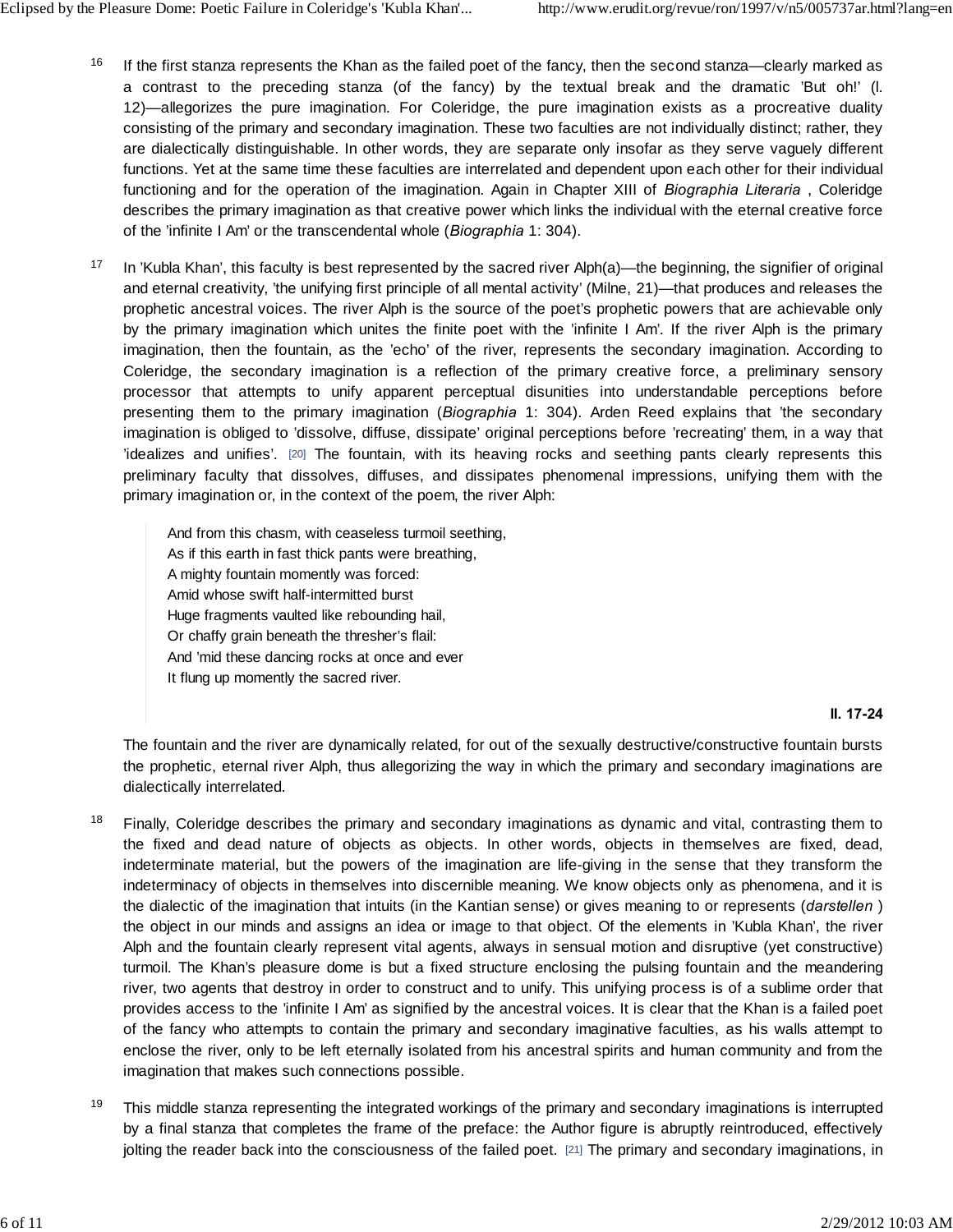16 If the first stanza represents the Khan as the failed poet of the fancy, then the second stanza—clearly marked as a contrast to the preceding stanza (of the fancy) by the textual break and the dramatic 'But oh!' (l. 12)—allegorizes the pure imagination. For Coleridge, the pure imagination exists as a procreative duality consisting of the primary and secondary imagination. These two faculties are not individually distinct; rather, they are dialectically distinguishable. In other words, they are separate only insofar as they serve vaguely different functions. Yet at the same time these faculties are interrelated and dependent upon each other for their individual functioning and for the operation of the imagination. Again in Chapter XIII of *Biographia Literaria* , Coleridge describes the primary imagination as that creative power which links the individual with the eternal creative force of the 'infinite I Am' or the transcendental whole (*Biographia* 1: 304).

17 In 'Kubla Khan', this faculty is best represented by the sacred river Alph(a)—the beginning, the signifier of original and eternal creativity, 'the unifying first principle of all mental activity' (Milne, 21)—that produces and releases the prophetic ancestral voices. The river Alph is the source of the poet's prophetic powers that are achievable only by the primary imagination which unites the finite poet with the 'infinite I Am'. If the river Alph is the primary imagination, then the fountain, as the 'echo' of the river, represents the secondary imagination. According to Coleridge, the secondary imagination is a reflection of the primary creative force, a preliminary sensory processor that attempts to unify apparent perceptual disunities into understandable perceptions before presenting them to the primary imagination (*Biographia* 1: 304). Arden Reed explains that 'the secondary imagination is obliged to 'dissolve, diffuse, dissipate' original perceptions before 'recreating' them, in a way that 'idealizes and unifies'. [20] The fountain, with its heaving rocks and seething pants clearly represents this preliminary faculty that dissolves, diffuses, and dissipates phenomenal impressions, unifying them with the primary imagination or, in the context of the poem, the river Alph:

> And from this chasm, with ceaseless turmoil seething,
> As if this earth in fast thick pants were breathing,
> A mighty fountain momently was forced:
> Amid whose swift half-intermitted burst
> Huge fragments vaulted like rebounding hail,
> Or chaffy grain beneath the thresher's flail:
> And 'mid these dancing rocks at once and ever
> It flung up momently the sacred river.
>
> **ll. 17-24**

The fountain and the river are dynamically related, for out of the sexually destructive/constructive fountain bursts the prophetic, eternal river Alph, thus allegorizing the way in which the primary and secondary imaginations are dialectically interrelated.

18 Finally, Coleridge describes the primary and secondary imaginations as dynamic and vital, contrasting them to the fixed and dead nature of objects as objects. In other words, objects in themselves are fixed, dead, indeterminate material, but the powers of the imagination are life-giving in the sense that they transform the indeterminacy of objects in themselves into discernible meaning. We know objects only as phenomena, and it is the dialectic of the imagination that intuits (in the Kantian sense) or gives meaning to or represents (*darstellen* ) the object in our minds and assigns an idea or image to that object. Of the elements in 'Kubla Khan', the river Alph and the fountain clearly represent vital agents, always in sensual motion and disruptive (yet constructive) turmoil. The Khan's pleasure dome is but a fixed structure enclosing the pulsing fountain and the meandering river, two agents that destroy in order to construct and to unify. This unifying process is of a sublime order that provides access to the 'infinite I Am' as signified by the ancestral voices. It is clear that the Khan is a failed poet of the fancy who attempts to contain the primary and secondary imaginative faculties, as his walls attempt to enclose the river, only to be left eternally isolated from his ancestral spirits and human community and from the imagination that makes such connections possible.

19 This middle stanza representing the integrated workings of the primary and secondary imaginations is interrupted by a final stanza that completes the frame of the preface: the Author figure is abruptly reintroduced, effectively jolting the reader back into the consciousness of the failed poet. [21] The primary and secondary imaginations, in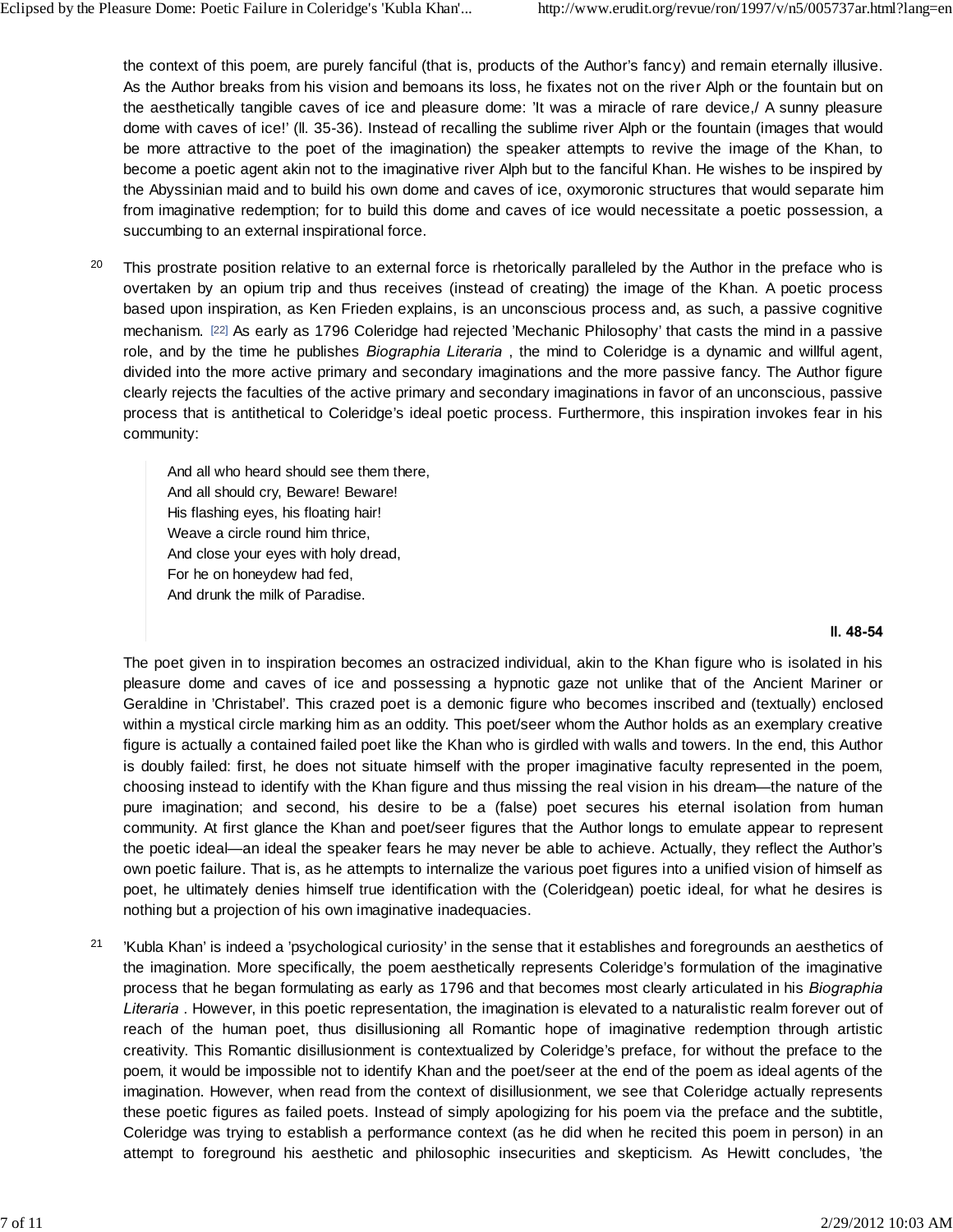the context of this poem, are purely fanciful (that is, products of the Author's fancy) and remain eternally illusive. As the Author breaks from his vision and bemoans its loss, he fixates not on the river Alph or the fountain but on the aesthetically tangible caves of ice and pleasure dome: 'It was a miracle of rare device,/ A sunny pleasure dome with caves of ice!' (ll. 35-36). Instead of recalling the sublime river Alph or the fountain (images that would be more attractive to the poet of the imagination) the speaker attempts to revive the image of the Khan, to become a poetic agent akin not to the imaginative river Alph but to the fanciful Khan. He wishes to be inspired by the Abyssinian maid and to build his own dome and caves of ice, oxymoronic structures that would separate him from imaginative redemption; for to build this dome and caves of ice would necessitate a poetic possession, a succumbing to an external inspirational force.

20 This prostrate position relative to an external force is rhetorically paralleled by the Author in the preface who is overtaken by an opium trip and thus receives (instead of creating) the image of the Khan. A poetic process based upon inspiration, as Ken Frieden explains, is an unconscious process and, as such, a passive cognitive mechanism. [22] As early as 1796 Coleridge had rejected 'Mechanic Philosophy' that casts the mind in a passive role, and by the time he publishes *Biographia Literaria* , the mind to Coleridge is a dynamic and willful agent, divided into the more active primary and secondary imaginations and the more passive fancy. The Author figure clearly rejects the faculties of the active primary and secondary imaginations in favor of an unconscious, passive process that is antithetical to Coleridge's ideal poetic process. Furthermore, this inspiration invokes fear in his community:

> And all who heard should see them there,
> And all should cry, Beware! Beware!
> His flashing eyes, his floating hair!
> Weave a circle round him thrice,
> And close your eyes with holy dread,
> For he on honeydew had fed,
> And drunk the milk of Paradise.
>
> **ll. 48-54**

The poet given in to inspiration becomes an ostracized individual, akin to the Khan figure who is isolated in his pleasure dome and caves of ice and possessing a hypnotic gaze not unlike that of the Ancient Mariner or Geraldine in 'Christabel'. This crazed poet is a demonic figure who becomes inscribed and (textually) enclosed within a mystical circle marking him as an oddity. This poet/seer whom the Author holds as an exemplary creative figure is actually a contained failed poet like the Khan who is girdled with walls and towers. In the end, this Author is doubly failed: first, he does not situate himself with the proper imaginative faculty represented in the poem, choosing instead to identify with the Khan figure and thus missing the real vision in his dream—the nature of the pure imagination; and second, his desire to be a (false) poet secures his eternal isolation from human community. At first glance the Khan and poet/seer figures that the Author longs to emulate appear to represent the poetic ideal—an ideal the speaker fears he may never be able to achieve. Actually, they reflect the Author's own poetic failure. That is, as he attempts to internalize the various poet figures into a unified vision of himself as poet, he ultimately denies himself true identification with the (Coleridgean) poetic ideal, for what he desires is nothing but a projection of his own imaginative inadequacies.

21 'Kubla Khan' is indeed a 'psychological curiosity' in the sense that it establishes and foregrounds an aesthetics of the imagination. More specifically, the poem aesthetically represents Coleridge's formulation of the imaginative process that he began formulating as early as 1796 and that becomes most clearly articulated in his *Biographia Literaria* . However, in this poetic representation, the imagination is elevated to a naturalistic realm forever out of reach of the human poet, thus disillusioning all Romantic hope of imaginative redemption through artistic creativity. This Romantic disillusionment is contextualized by Coleridge's preface, for without the preface to the poem, it would be impossible not to identify Khan and the poet/seer at the end of the poem as ideal agents of the imagination. However, when read from the context of disillusionment, we see that Coleridge actually represents these poetic figures as failed poets. Instead of simply apologizing for his poem via the preface and the subtitle, Coleridge was trying to establish a performance context (as he did when he recited this poem in person) in an attempt to foreground his aesthetic and philosophic insecurities and skepticism. As Hewitt concludes, 'the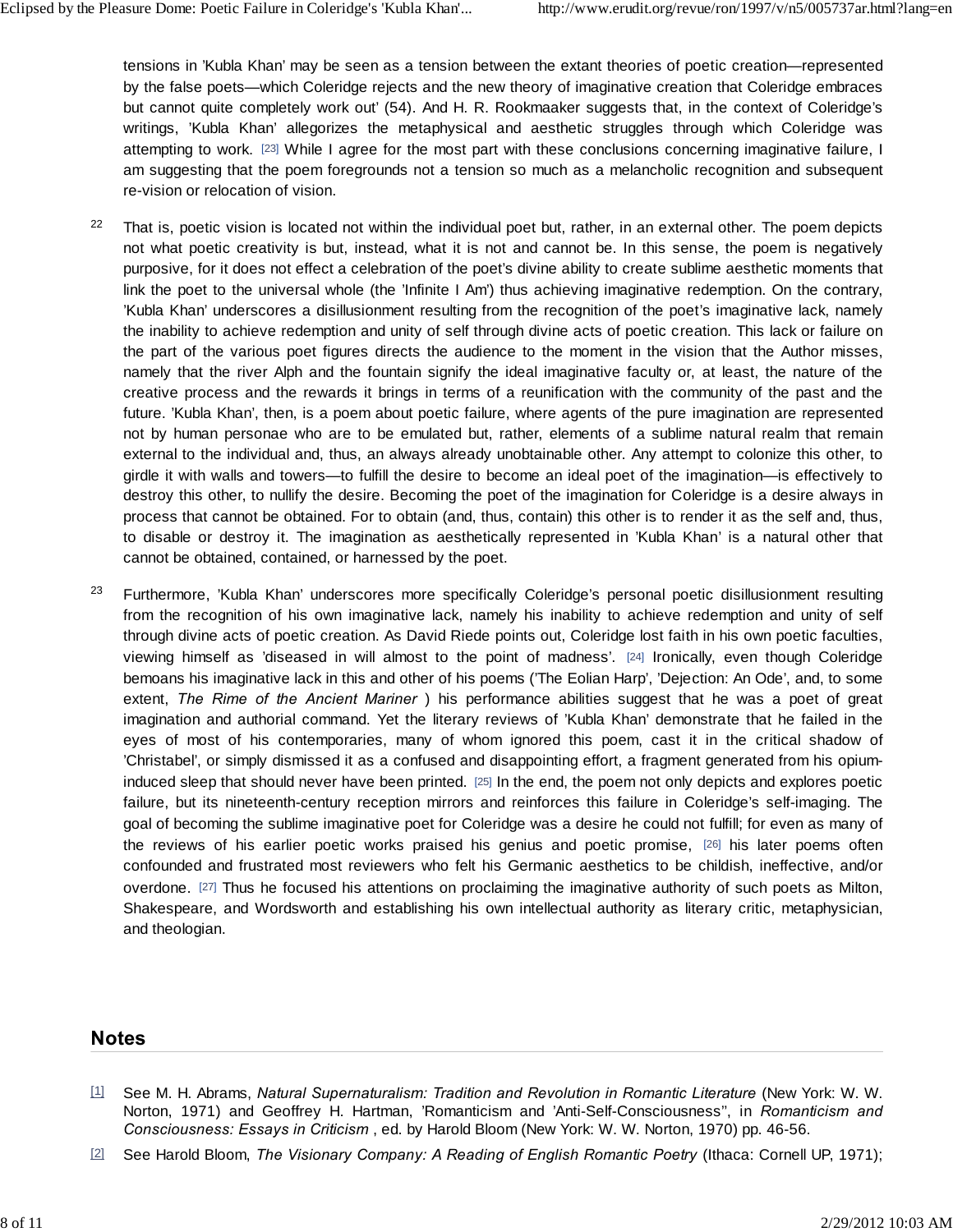tensions in 'Kubla Khan' may be seen as a tension between the extant theories of poetic creation—represented by the false poets—which Coleridge rejects and the new theory of imaginative creation that Coleridge embraces but cannot quite completely work out' (54). And H. R. Rookmaaker suggests that, in the context of Coleridge's writings, 'Kubla Khan' allegorizes the metaphysical and aesthetic struggles through which Coleridge was attempting to work. [23] While I agree for the most part with these conclusions concerning imaginative failure, I am suggesting that the poem foregrounds not a tension so much as a melancholic recognition and subsequent re-vision or relocation of vision.

22 That is, poetic vision is located not within the individual poet but, rather, in an external other. The poem depicts not what poetic creativity is but, instead, what it is not and cannot be. In this sense, the poem is negatively purposive, for it does not effect a celebration of the poet's divine ability to create sublime aesthetic moments that link the poet to the universal whole (the 'Infinite I Am') thus achieving imaginative redemption. On the contrary, 'Kubla Khan' underscores a disillusionment resulting from the recognition of the poet's imaginative lack, namely the inability to achieve redemption and unity of self through divine acts of poetic creation. This lack or failure on the part of the various poet figures directs the audience to the moment in the vision that the Author misses, namely that the river Alph and the fountain signify the ideal imaginative faculty or, at least, the nature of the creative process and the rewards it brings in terms of a reunification with the community of the past and the future. 'Kubla Khan', then, is a poem about poetic failure, where agents of the pure imagination are represented not by human personae who are to be emulated but, rather, elements of a sublime natural realm that remain external to the individual and, thus, an always already unobtainable other. Any attempt to colonize this other, to girdle it with walls and towers—to fulfill the desire to become an ideal poet of the imagination—is effectively to destroy this other, to nullify the desire. Becoming the poet of the imagination for Coleridge is a desire always in process that cannot be obtained. For to obtain (and, thus, contain) this other is to render it as the self and, thus, to disable or destroy it. The imagination as aesthetically represented in 'Kubla Khan' is a natural other that cannot be obtained, contained, or harnessed by the poet.

23 Furthermore, 'Kubla Khan' underscores more specifically Coleridge's personal poetic disillusionment resulting from the recognition of his own imaginative lack, namely his inability to achieve redemption and unity of self through divine acts of poetic creation. As David Riede points out, Coleridge lost faith in his own poetic faculties, viewing himself as 'diseased in will almost to the point of madness'. [24] Ironically, even though Coleridge bemoans his imaginative lack in this and other of his poems ('The Eolian Harp', 'Dejection: An Ode', and, to some extent, *The Rime of the Ancient Mariner* ) his performance abilities suggest that he was a poet of great imagination and authorial command. Yet the literary reviews of 'Kubla Khan' demonstrate that he failed in the eyes of most of his contemporaries, many of whom ignored this poem, cast it in the critical shadow of 'Christabel', or simply dismissed it as a confused and disappointing effort, a fragment generated from his opium-induced sleep that should never have been printed. [25] In the end, the poem not only depicts and explores poetic failure, but its nineteenth-century reception mirrors and reinforces this failure in Coleridge's self-imaging. The goal of becoming the sublime imaginative poet for Coleridge was a desire he could not fulfill; for even as many of the reviews of his earlier poetic works praised his genius and poetic promise, [26] his later poems often confounded and frustrated most reviewers who felt his Germanic aesthetics to be childish, ineffective, and/or overdone. [27] Thus he focused his attentions on proclaiming the imaginative authority of such poets as Milton, Shakespeare, and Wordsworth and establishing his own intellectual authority as literary critic, metaphysician, and theologian.

## Notes

[1] See M. H. Abrams, *Natural Supernaturalism: Tradition and Revolution in Romantic Literature* (New York: W. W. Norton, 1971) and Geoffrey H. Hartman, 'Romanticism and 'Anti-Self-Consciousness'', in *Romanticism and Consciousness: Essays in Criticism* , ed. by Harold Bloom (New York: W. W. Norton, 1970) pp. 46-56.

[2] See Harold Bloom, *The Visionary Company: A Reading of English Romantic Poetry* (Ithaca: Cornell UP, 1971);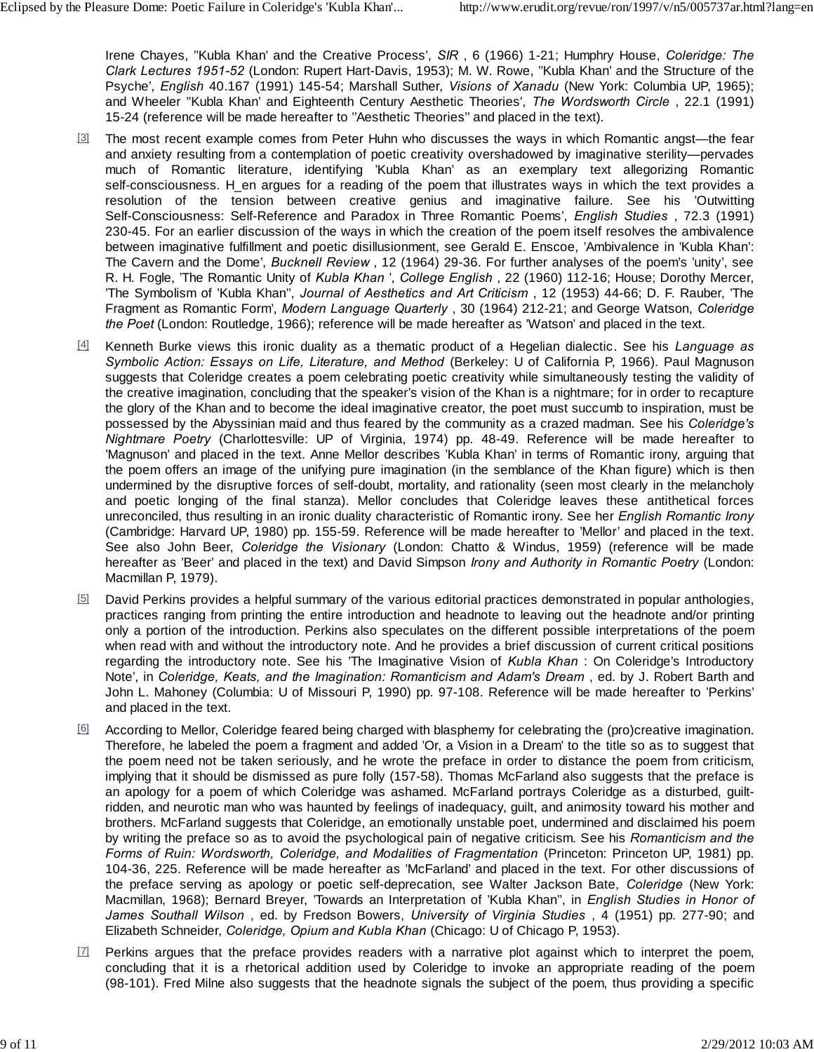Irene Chayes, ''Kubla Khan' and the Creative Process', *SIR* , 6 (1966) 1-21; Humphry House, *Coleridge: The Clark Lectures 1951-52* (London: Rupert Hart-Davis, 1953); M. W. Rowe, ''Kubla Khan' and the Structure of the Psyche', *English* 40.167 (1991) 145-54; Marshall Suther, *Visions of Xanadu* (New York: Columbia UP, 1965); and Wheeler ''Kubla Khan' and Eighteenth Century Aesthetic Theories', *The Wordsworth Circle* , 22.1 (1991) 15-24 (reference will be made hereafter to ''Aesthetic Theories'' and placed in the text).

[3] The most recent example comes from Peter Huhn who discusses the ways in which Romantic angst—the fear and anxiety resulting from a contemplation of poetic creativity overshadowed by imaginative sterility—pervades much of Romantic literature, identifying 'Kubla Khan' as an exemplary text allegorizing Romantic self-consciousness. H_en argues for a reading of the poem that illustrates ways in which the text provides a resolution of the tension between creative genius and imaginative failure. See his 'Outwitting Self-Consciousness: Self-Reference and Paradox in Three Romantic Poems', *English Studies* , 72.3 (1991) 230-45. For an earlier discussion of the ways in which the creation of the poem itself resolves the ambivalence between imaginative fulfillment and poetic disillusionment, see Gerald E. Enscoe, 'Ambivalence in 'Kubla Khan': The Cavern and the Dome', *Bucknell Review* , 12 (1964) 29-36. For further analyses of the poem's 'unity', see R. H. Fogle, 'The Romantic Unity of *Kubla Khan* ', *College English* , 22 (1960) 112-16; House; Dorothy Mercer, 'The Symbolism of 'Kubla Khan'', *Journal of Aesthetics and Art Criticism* , 12 (1953) 44-66; D. F. Rauber, 'The Fragment as Romantic Form', *Modern Language Quarterly* , 30 (1964) 212-21; and George Watson, *Coleridge the Poet* (London: Routledge, 1966); reference will be made hereafter as 'Watson' and placed in the text.

[4] Kenneth Burke views this ironic duality as a thematic product of a Hegelian dialectic. See his *Language as Symbolic Action: Essays on Life, Literature, and Method* (Berkeley: U of California P, 1966). Paul Magnuson suggests that Coleridge creates a poem celebrating poetic creativity while simultaneously testing the validity of the creative imagination, concluding that the speaker's vision of the Khan is a nightmare; for in order to recapture the glory of the Khan and to become the ideal imaginative creator, the poet must succumb to inspiration, must be possessed by the Abyssinian maid and thus feared by the community as a crazed madman. See his *Coleridge's Nightmare Poetry* (Charlottesville: UP of Virginia, 1974) pp. 48-49. Reference will be made hereafter to 'Magnuson' and placed in the text. Anne Mellor describes 'Kubla Khan' in terms of Romantic irony, arguing that the poem offers an image of the unifying pure imagination (in the semblance of the Khan figure) which is then undermined by the disruptive forces of self-doubt, mortality, and rationality (seen most clearly in the melancholy and poetic longing of the final stanza). Mellor concludes that Coleridge leaves these antithetical forces unreconciled, thus resulting in an ironic duality characteristic of Romantic irony. See her *English Romantic Irony* (Cambridge: Harvard UP, 1980) pp. 155-59. Reference will be made hereafter to 'Mellor' and placed in the text. See also John Beer, *Coleridge the Visionary* (London: Chatto & Windus, 1959) (reference will be made hereafter as 'Beer' and placed in the text) and David Simpson *Irony and Authority in Romantic Poetry* (London: Macmillan P, 1979).

[5] David Perkins provides a helpful summary of the various editorial practices demonstrated in popular anthologies, practices ranging from printing the entire introduction and headnote to leaving out the headnote and/or printing only a portion of the introduction. Perkins also speculates on the different possible interpretations of the poem when read with and without the introductory note. And he provides a brief discussion of current critical positions regarding the introductory note. See his 'The Imaginative Vision of *Kubla Khan* : On Coleridge's Introductory Note', in *Coleridge, Keats, and the Imagination: Romanticism and Adam's Dream* , ed. by J. Robert Barth and John L. Mahoney (Columbia: U of Missouri P, 1990) pp. 97-108. Reference will be made hereafter to 'Perkins' and placed in the text.

[6] According to Mellor, Coleridge feared being charged with blasphemy for celebrating the (pro)creative imagination. Therefore, he labeled the poem a fragment and added 'Or, a Vision in a Dream' to the title so as to suggest that the poem need not be taken seriously, and he wrote the preface in order to distance the poem from criticism, implying that it should be dismissed as pure folly (157-58). Thomas McFarland also suggests that the preface is an apology for a poem of which Coleridge was ashamed. McFarland portrays Coleridge as a disturbed, guilt-ridden, and neurotic man who was haunted by feelings of inadequacy, guilt, and animosity toward his mother and brothers. McFarland suggests that Coleridge, an emotionally unstable poet, undermined and disclaimed his poem by writing the preface so as to avoid the psychological pain of negative criticism. See his *Romanticism and the Forms of Ruin: Wordsworth, Coleridge, and Modalities of Fragmentation* (Princeton: Princeton UP, 1981) pp. 104-36, 225. Reference will be made hereafter as 'McFarland' and placed in the text. For other discussions of the preface serving as apology or poetic self-deprecation, see Walter Jackson Bate, *Coleridge* (New York: Macmillan, 1968); Bernard Breyer, 'Towards an Interpretation of 'Kubla Khan'', in *English Studies in Honor of James Southall Wilson* , ed. by Fredson Bowers, *University of Virginia Studies* , 4 (1951) pp. 277-90; and Elizabeth Schneider, *Coleridge, Opium and Kubla Khan* (Chicago: U of Chicago P, 1953).

[7] Perkins argues that the preface provides readers with a narrative plot against which to interpret the poem, concluding that it is a rhetorical addition used by Coleridge to invoke an appropriate reading of the poem (98-101). Fred Milne also suggests that the headnote signals the subject of the poem, thus providing a specific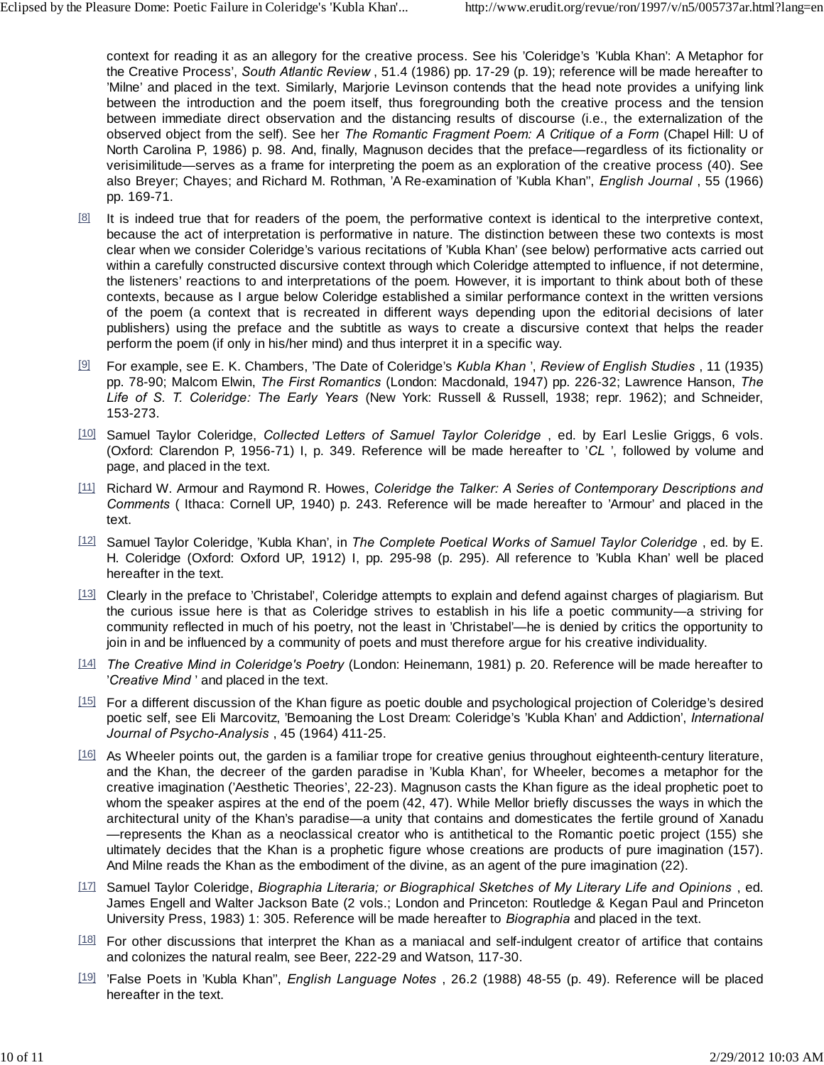context for reading it as an allegory for the creative process. See his 'Coleridge's 'Kubla Khan': A Metaphor for the Creative Process', *South Atlantic Review* , 51.4 (1986) pp. 17-29 (p. 19); reference will be made hereafter to 'Milne' and placed in the text. Similarly, Marjorie Levinson contends that the head note provides a unifying link between the introduction and the poem itself, thus foregrounding both the creative process and the tension between immediate direct observation and the distancing results of discourse (i.e., the externalization of the observed object from the self). See her *The Romantic Fragment Poem: A Critique of a Form* (Chapel Hill: U of North Carolina P, 1986) p. 98. And, finally, Magnuson decides that the preface—regardless of its fictionality or verisimilitude—serves as a frame for interpreting the poem as an exploration of the creative process (40). See also Breyer; Chayes; and Richard M. Rothman, 'A Re-examination of 'Kubla Khan'', *English Journal* , 55 (1966) pp. 169-71.

[8] It is indeed true that for readers of the poem, the performative context is identical to the interpretive context, because the act of interpretation is performative in nature. The distinction between these two contexts is most clear when we consider Coleridge's various recitations of 'Kubla Khan' (see below) performative acts carried out within a carefully constructed discursive context through which Coleridge attempted to influence, if not determine, the listeners' reactions to and interpretations of the poem. However, it is important to think about both of these contexts, because as I argue below Coleridge established a similar performance context in the written versions of the poem (a context that is recreated in different ways depending upon the editorial decisions of later publishers) using the preface and the subtitle as ways to create a discursive context that helps the reader perform the poem (if only in his/her mind) and thus interpret it in a specific way.

[9] For example, see E. K. Chambers, 'The Date of Coleridge's *Kubla Khan* ', *Review of English Studies* , 11 (1935) pp. 78-90; Malcom Elwin, *The First Romantics* (London: Macdonald, 1947) pp. 226-32; Lawrence Hanson, *The Life of S. T. Coleridge: The Early Years* (New York: Russell & Russell, 1938; repr. 1962); and Schneider, 153-273.

[10] Samuel Taylor Coleridge, *Collected Letters of Samuel Taylor Coleridge* , ed. by Earl Leslie Griggs, 6 vols. (Oxford: Clarendon P, 1956-71) I, p. 349. Reference will be made hereafter to '*CL* ', followed by volume and page, and placed in the text.

[11] Richard W. Armour and Raymond R. Howes, *Coleridge the Talker: A Series of Contemporary Descriptions and Comments* ( Ithaca: Cornell UP, 1940) p. 243. Reference will be made hereafter to 'Armour' and placed in the text.

[12] Samuel Taylor Coleridge, 'Kubla Khan', in *The Complete Poetical Works of Samuel Taylor Coleridge* , ed. by E. H. Coleridge (Oxford: Oxford UP, 1912) I, pp. 295-98 (p. 295). All reference to 'Kubla Khan' well be placed hereafter in the text.

[13] Clearly in the preface to 'Christabel', Coleridge attempts to explain and defend against charges of plagiarism. But the curious issue here is that as Coleridge strives to establish in his life a poetic community—a striving for community reflected in much of his poetry, not the least in 'Christabel'—he is denied by critics the opportunity to join in and be influenced by a community of poets and must therefore argue for his creative individuality.

[14] *The Creative Mind in Coleridge's Poetry* (London: Heinemann, 1981) p. 20. Reference will be made hereafter to '*Creative Mind* ' and placed in the text.

[15] For a different discussion of the Khan figure as poetic double and psychological projection of Coleridge's desired poetic self, see Eli Marcovitz, 'Bemoaning the Lost Dream: Coleridge's 'Kubla Khan' and Addiction', *International Journal of Psycho-Analysis* , 45 (1964) 411-25.

[16] As Wheeler points out, the garden is a familiar trope for creative genius throughout eighteenth-century literature, and the Khan, the decreer of the garden paradise in 'Kubla Khan', for Wheeler, becomes a metaphor for the creative imagination ('Aesthetic Theories', 22-23). Magnuson casts the Khan figure as the ideal prophetic poet to whom the speaker aspires at the end of the poem (42, 47). While Mellor briefly discusses the ways in which the architectural unity of the Khan's paradise—a unity that contains and domesticates the fertile ground of Xanadu—represents the Khan as a neoclassical creator who is antithetical to the Romantic poetic project (155) she ultimately decides that the Khan is a prophetic figure whose creations are products of pure imagination (157). And Milne reads the Khan as the embodiment of the divine, as an agent of the pure imagination (22).

[17] Samuel Taylor Coleridge, *Biographia Literaria; or Biographical Sketches of My Literary Life and Opinions* , ed. James Engell and Walter Jackson Bate (2 vols.; London and Princeton: Routledge & Kegan Paul and Princeton University Press, 1983) 1: 305. Reference will be made hereafter to *Biographia* and placed in the text.

[18] For other discussions that interpret the Khan as a maniacal and self-indulgent creator of artifice that contains and colonizes the natural realm, see Beer, 222-29 and Watson, 117-30.

[19] 'False Poets in 'Kubla Khan'', *English Language Notes* , 26.2 (1988) 48-55 (p. 49). Reference will be placed hereafter in the text.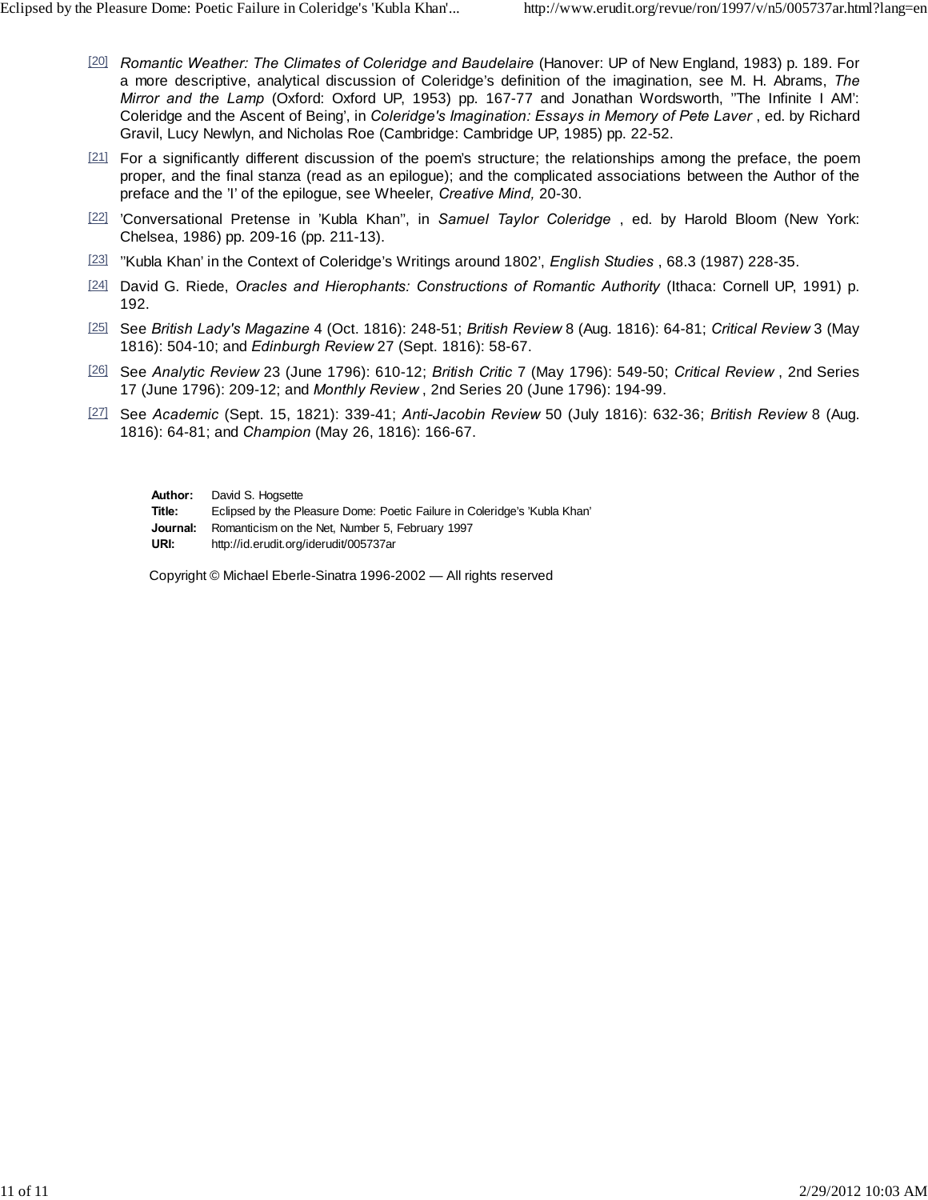[20] *Romantic Weather: The Climates of Coleridge and Baudelaire* (Hanover: UP of New England, 1983) p. 189. For a more descriptive, analytical discussion of Coleridge's definition of the imagination, see M. H. Abrams, *The Mirror and the Lamp* (Oxford: Oxford UP, 1953) pp. 167-77 and Jonathan Wordsworth, ''The Infinite I AM': Coleridge and the Ascent of Being', in *Coleridge's Imagination: Essays in Memory of Pete Laver* , ed. by Richard Gravil, Lucy Newlyn, and Nicholas Roe (Cambridge: Cambridge UP, 1985) pp. 22-52.

[21] For a significantly different discussion of the poem's structure; the relationships among the preface, the poem proper, and the final stanza (read as an epilogue); and the complicated associations between the Author of the preface and the 'I' of the epilogue, see Wheeler, *Creative Mind,* 20-30.

[22] 'Conversational Pretense in 'Kubla Khan'', in *Samuel Taylor Coleridge* , ed. by Harold Bloom (New York: Chelsea, 1986) pp. 209-16 (pp. 211-13).

[23] ''Kubla Khan' in the Context of Coleridge's Writings around 1802', *English Studies* , 68.3 (1987) 228-35.

[24] David G. Riede, *Oracles and Hierophants: Constructions of Romantic Authority* (Ithaca: Cornell UP, 1991) p. 192.

[25] See *British Lady's Magazine* 4 (Oct. 1816): 248-51; *British Review* 8 (Aug. 1816): 64-81; *Critical Review* 3 (May 1816): 504-10; and *Edinburgh Review* 27 (Sept. 1816): 58-67.

[26] See *Analytic Review* 23 (June 1796): 610-12; *British Critic* 7 (May 1796): 549-50; *Critical Review* , 2nd Series 17 (June 1796): 209-12; and *Monthly Review* , 2nd Series 20 (June 1796): 194-99.

[27] See *Academic* (Sept. 15, 1821): 339-41; *Anti-Jacobin Review* 50 (July 1816): 632-36; *British Review* 8 (Aug. 1816): 64-81; and *Champion* (May 26, 1816): 166-67.

| | |
|---|---|
| **Author:** | David S. Hogsette |
| **Title:** | Eclipsed by the Pleasure Dome: Poetic Failure in Coleridge's 'Kubla Khan' |
| **Journal:** | Romanticism on the Net, Number 5, February 1997 |
| **URI:** | http://id.erudit.org/iderudit/005737ar |

Copyright © Michael Eberle-Sinatra 1996-2002 — All rights reserved